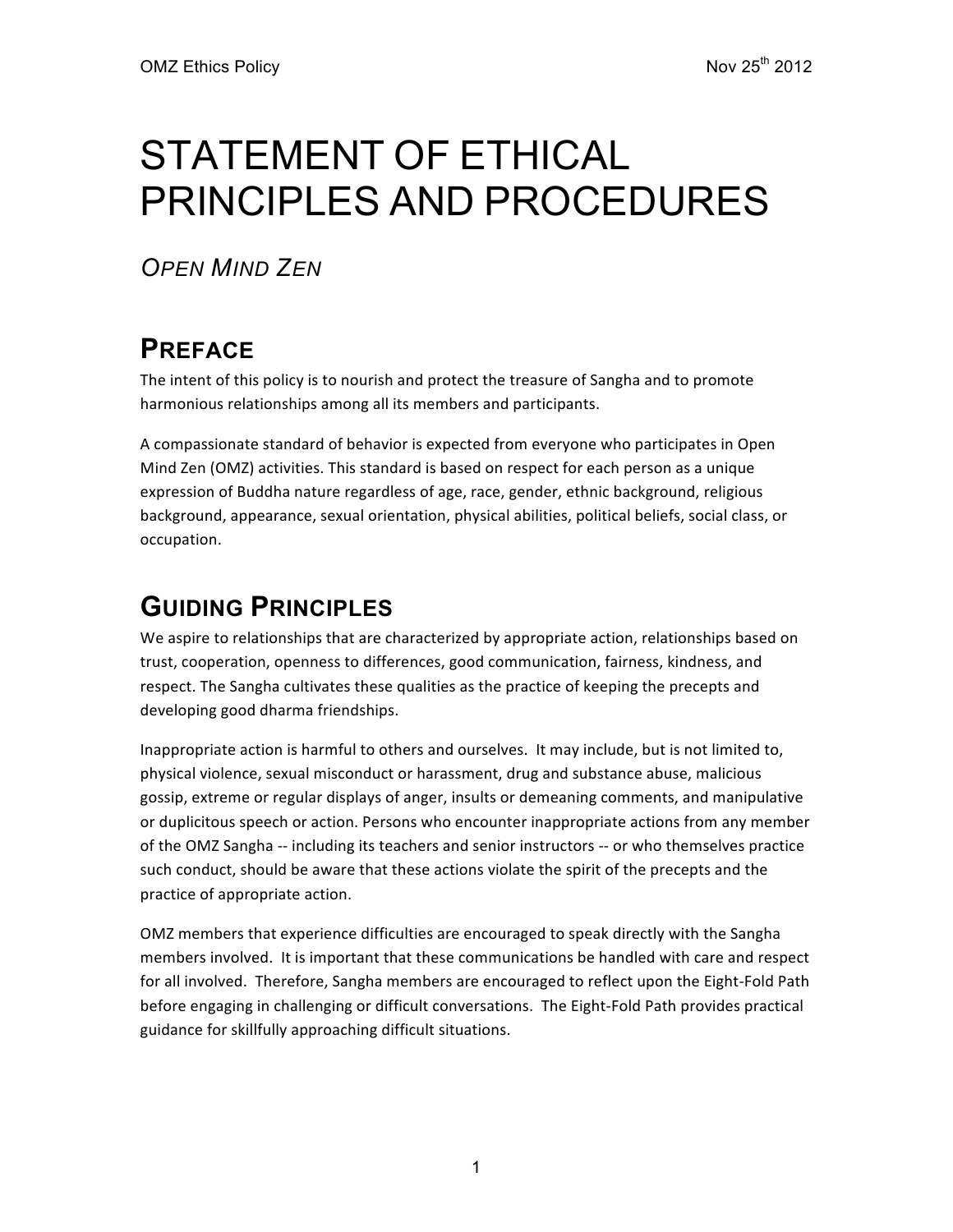# STATEMENT OF ETHICAL PRINCIPLES AND PROCEDURES

*OPEN MIND ZEN*

## PREFACE

The intent of this policy is to nourish and protect the treasure of Sangha and to promote harmonious relationships among all its members and participants.

A compassionate standard of behavior is expected from everyone who participates in Open Mind Zen (OMZ) activities. This standard is based on respect for each person as a unique expression of Buddha nature regardless of age, race, gender, ethnic background, religious background, appearance, sexual orientation, physical abilities, political beliefs, social class, or occupation.

## GUIDING PRINCIPLES

We aspire to relationships that are characterized by appropriate action, relationships based on trust, cooperation, openness to differences, good communication, fairness, kindness, and respect. The Sangha cultivates these qualities as the practice of keeping the precepts and developing good dharma friendships.

Inappropriate action is harmful to others and ourselves. It may include, but is not limited to, physical violence, sexual misconduct or harassment, drug and substance abuse, malicious gossip, extreme or regular displays of anger, insults or demeaning comments, and manipulative or duplicitous speech or action. Persons who encounter inappropriate actions from any member of the OMZ Sangha -- including its teachers and senior instructors -- or who themselves practice such conduct, should be aware that these actions violate the spirit of the precepts and the practice of appropriate action.

OMZ members that experience difficulties are encouraged to speak directly with the Sangha members involved. It is important that these communications be handled with care and respect for all involved. Therefore, Sangha members are encouraged to reflect upon the Eight-Fold Path before engaging in challenging or difficult conversations. The Eight-Fold Path provides practical guidance for skillfully approaching difficult situations.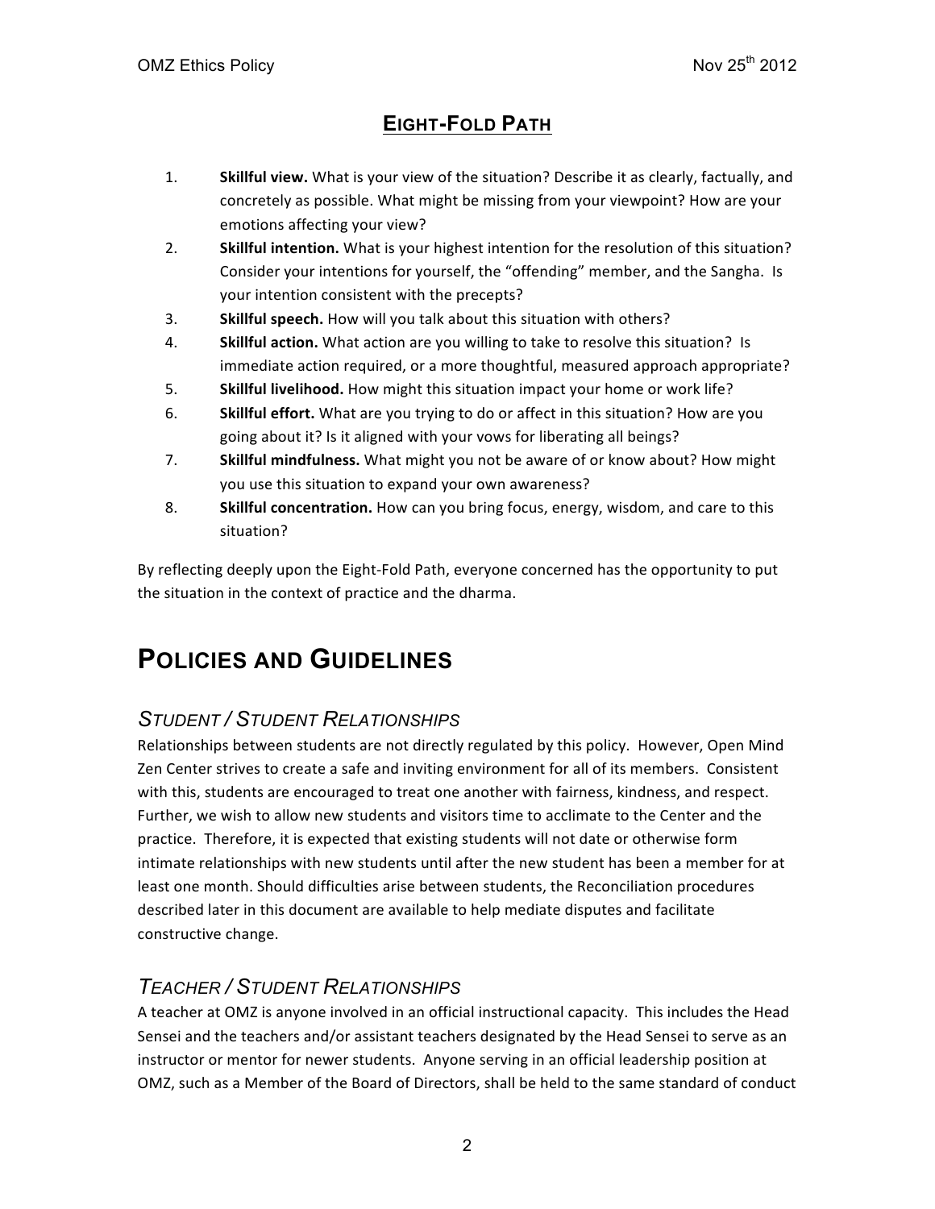## EIGHT-FOLD PATH

1. **Skillful view.** What is your view of the situation? Describe it as clearly, factually, and concretely as possible. What might be missing from your viewpoint? How are your emotions affecting your view?
2. **Skillful intention.** What is your highest intention for the resolution of this situation? Consider your intentions for yourself, the "offending" member, and the Sangha. Is your intention consistent with the precepts?
3. **Skillful speech.** How will you talk about this situation with others?
4. **Skillful action.** What action are you willing to take to resolve this situation? Is immediate action required, or a more thoughtful, measured approach appropriate?
5. **Skillful livelihood.** How might this situation impact your home or work life?
6. **Skillful effort.** What are you trying to do or affect in this situation? How are you going about it? Is it aligned with your vows for liberating all beings?
7. **Skillful mindfulness.** What might you not be aware of or know about? How might you use this situation to expand your own awareness?
8. **Skillful concentration.** How can you bring focus, energy, wisdom, and care to this situation?

By reflecting deeply upon the Eight-Fold Path, everyone concerned has the opportunity to put the situation in the context of practice and the dharma.

# POLICIES AND GUIDELINES

## *STUDENT / STUDENT RELATIONSHIPS*

Relationships between students are not directly regulated by this policy. However, Open Mind Zen Center strives to create a safe and inviting environment for all of its members. Consistent with this, students are encouraged to treat one another with fairness, kindness, and respect. Further, we wish to allow new students and visitors time to acclimate to the Center and the practice. Therefore, it is expected that existing students will not date or otherwise form intimate relationships with new students until after the new student has been a member for at least one month. Should difficulties arise between students, the Reconciliation procedures described later in this document are available to help mediate disputes and facilitate constructive change.

## *TEACHER / STUDENT RELATIONSHIPS*

A teacher at OMZ is anyone involved in an official instructional capacity. This includes the Head Sensei and the teachers and/or assistant teachers designated by the Head Sensei to serve as an instructor or mentor for newer students. Anyone serving in an official leadership position at OMZ, such as a Member of the Board of Directors, shall be held to the same standard of conduct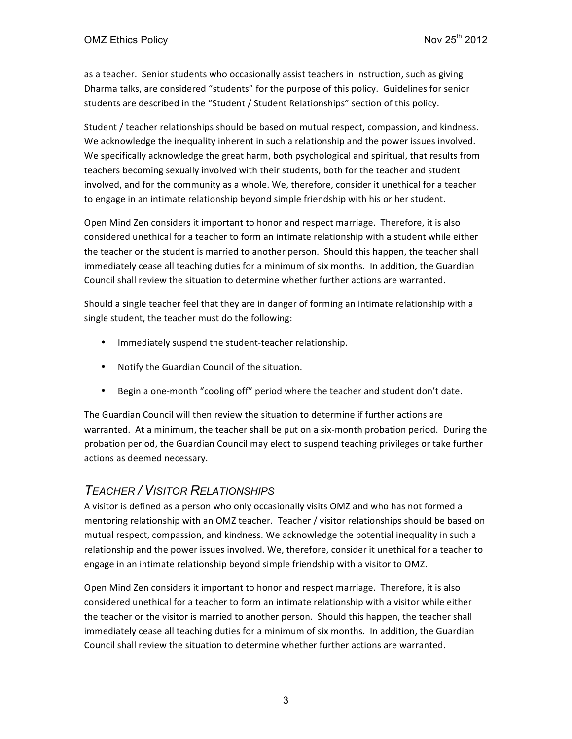as a teacher. Senior students who occasionally assist teachers in instruction, such as giving Dharma talks, are considered "students" for the purpose of this policy. Guidelines for senior students are described in the "Student / Student Relationships" section of this policy.

Student / teacher relationships should be based on mutual respect, compassion, and kindness. We acknowledge the inequality inherent in such a relationship and the power issues involved. We specifically acknowledge the great harm, both psychological and spiritual, that results from teachers becoming sexually involved with their students, both for the teacher and student involved, and for the community as a whole. We, therefore, consider it unethical for a teacher to engage in an intimate relationship beyond simple friendship with his or her student.

Open Mind Zen considers it important to honor and respect marriage. Therefore, it is also considered unethical for a teacher to form an intimate relationship with a student while either the teacher or the student is married to another person. Should this happen, the teacher shall immediately cease all teaching duties for a minimum of six months. In addition, the Guardian Council shall review the situation to determine whether further actions are warranted.

Should a single teacher feel that they are in danger of forming an intimate relationship with a single student, the teacher must do the following:

- Immediately suspend the student-teacher relationship.
- Notify the Guardian Council of the situation.
- Begin a one-month "cooling off" period where the teacher and student don't date.

The Guardian Council will then review the situation to determine if further actions are warranted. At a minimum, the teacher shall be put on a six-month probation period. During the probation period, the Guardian Council may elect to suspend teaching privileges or take further actions as deemed necessary.

## *Teacher / Visitor Relationships*

A visitor is defined as a person who only occasionally visits OMZ and who has not formed a mentoring relationship with an OMZ teacher. Teacher / visitor relationships should be based on mutual respect, compassion, and kindness. We acknowledge the potential inequality in such a relationship and the power issues involved. We, therefore, consider it unethical for a teacher to engage in an intimate relationship beyond simple friendship with a visitor to OMZ.

Open Mind Zen considers it important to honor and respect marriage. Therefore, it is also considered unethical for a teacher to form an intimate relationship with a visitor while either the teacher or the visitor is married to another person. Should this happen, the teacher shall immediately cease all teaching duties for a minimum of six months. In addition, the Guardian Council shall review the situation to determine whether further actions are warranted.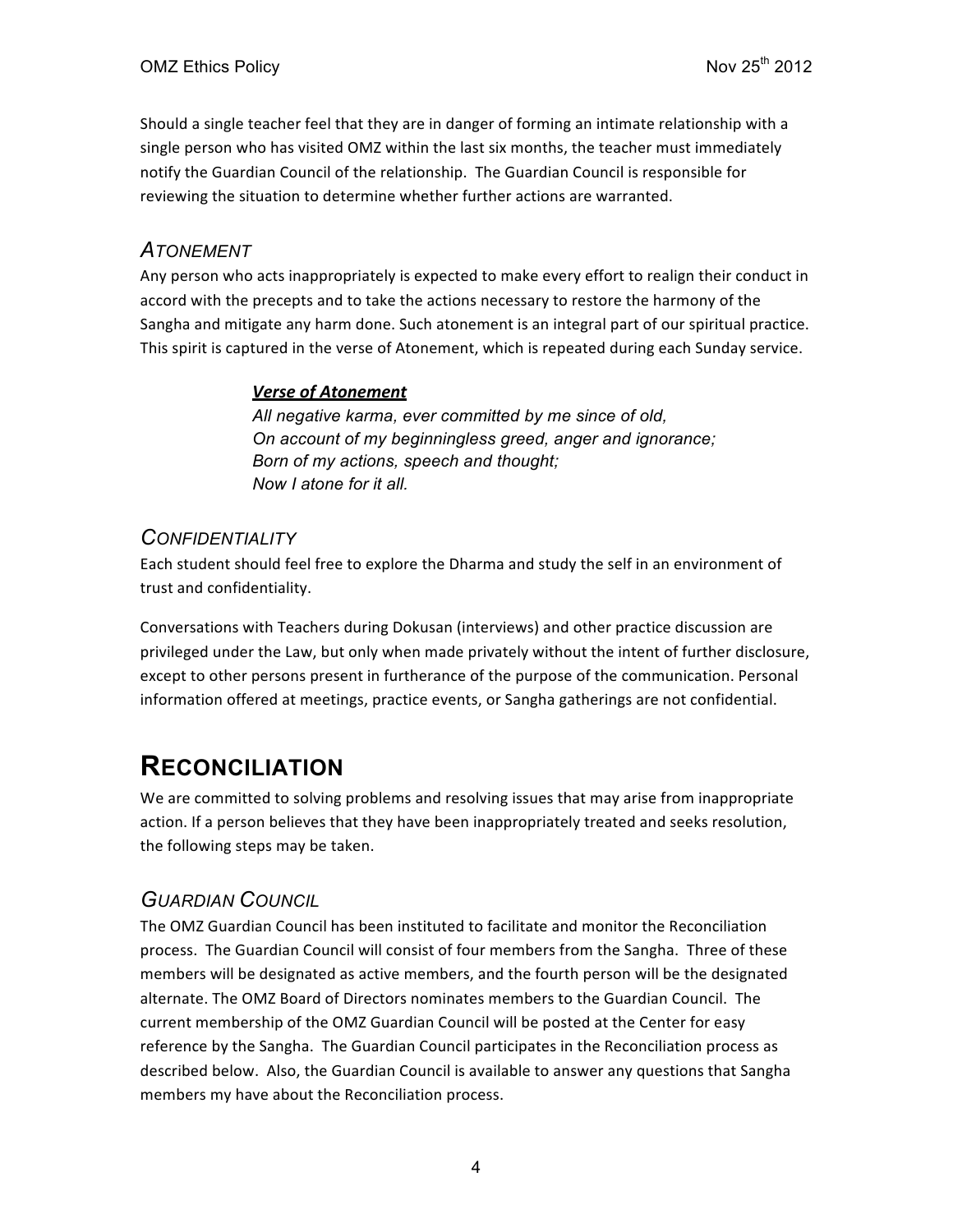Should a single teacher feel that they are in danger of forming an intimate relationship with a single person who has visited OMZ within the last six months, the teacher must immediately notify the Guardian Council of the relationship. The Guardian Council is responsible for reviewing the situation to determine whether further actions are warranted.

### *ATONEMENT*

Any person who acts inappropriately is expected to make every effort to realign their conduct in accord with the precepts and to take the actions necessary to restore the harmony of the Sangha and mitigate any harm done. Such atonement is an integral part of our spiritual practice. This spirit is captured in the verse of Atonement, which is repeated during each Sunday service.

> ***Verse of Atonement***
> *All negative karma, ever committed by me since of old,*
> *On account of my beginningless greed, anger and ignorance;*
> *Born of my actions, speech and thought;*
> *Now I atone for it all.*

### *CONFIDENTIALITY*

Each student should feel free to explore the Dharma and study the self in an environment of trust and confidentiality.

Conversations with Teachers during Dokusan (interviews) and other practice discussion are privileged under the Law, but only when made privately without the intent of further disclosure, except to other persons present in furtherance of the purpose of the communication. Personal information offered at meetings, practice events, or Sangha gatherings are not confidential.

## RECONCILIATION

We are committed to solving problems and resolving issues that may arise from inappropriate action. If a person believes that they have been inappropriately treated and seeks resolution, the following steps may be taken.

### *GUARDIAN COUNCIL*

The OMZ Guardian Council has been instituted to facilitate and monitor the Reconciliation process. The Guardian Council will consist of four members from the Sangha. Three of these members will be designated as active members, and the fourth person will be the designated alternate. The OMZ Board of Directors nominates members to the Guardian Council. The current membership of the OMZ Guardian Council will be posted at the Center for easy reference by the Sangha. The Guardian Council participates in the Reconciliation process as described below. Also, the Guardian Council is available to answer any questions that Sangha members my have about the Reconciliation process.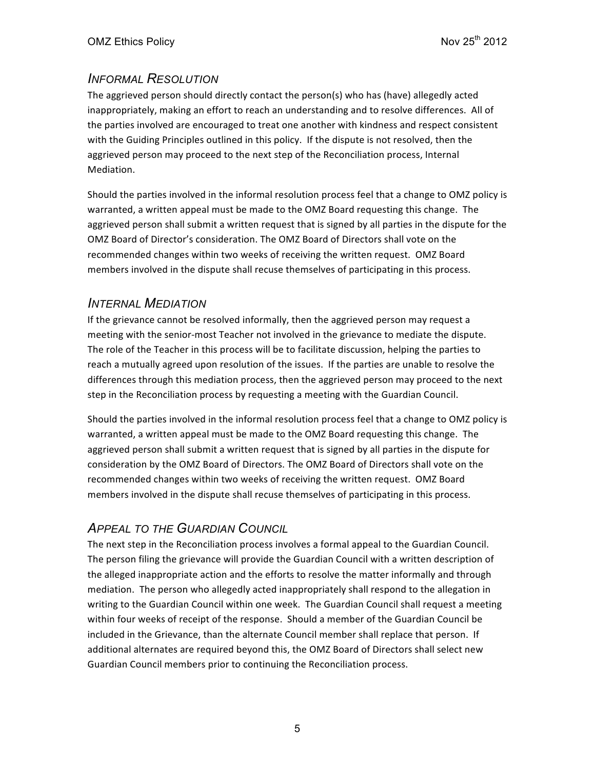## *Informal Resolution*

The aggrieved person should directly contact the person(s) who has (have) allegedly acted inappropriately, making an effort to reach an understanding and to resolve differences. All of the parties involved are encouraged to treat one another with kindness and respect consistent with the Guiding Principles outlined in this policy. If the dispute is not resolved, then the aggrieved person may proceed to the next step of the Reconciliation process, Internal Mediation.

Should the parties involved in the informal resolution process feel that a change to OMZ policy is warranted, a written appeal must be made to the OMZ Board requesting this change. The aggrieved person shall submit a written request that is signed by all parties in the dispute for the OMZ Board of Director's consideration. The OMZ Board of Directors shall vote on the recommended changes within two weeks of receiving the written request. OMZ Board members involved in the dispute shall recuse themselves of participating in this process.

## *Internal Mediation*

If the grievance cannot be resolved informally, then the aggrieved person may request a meeting with the senior-most Teacher not involved in the grievance to mediate the dispute. The role of the Teacher in this process will be to facilitate discussion, helping the parties to reach a mutually agreed upon resolution of the issues. If the parties are unable to resolve the differences through this mediation process, then the aggrieved person may proceed to the next step in the Reconciliation process by requesting a meeting with the Guardian Council.

Should the parties involved in the informal resolution process feel that a change to OMZ policy is warranted, a written appeal must be made to the OMZ Board requesting this change. The aggrieved person shall submit a written request that is signed by all parties in the dispute for consideration by the OMZ Board of Directors. The OMZ Board of Directors shall vote on the recommended changes within two weeks of receiving the written request. OMZ Board members involved in the dispute shall recuse themselves of participating in this process.

## *Appeal to the Guardian Council*

The next step in the Reconciliation process involves a formal appeal to the Guardian Council. The person filing the grievance will provide the Guardian Council with a written description of the alleged inappropriate action and the efforts to resolve the matter informally and through mediation. The person who allegedly acted inappropriately shall respond to the allegation in writing to the Guardian Council within one week. The Guardian Council shall request a meeting within four weeks of receipt of the response. Should a member of the Guardian Council be included in the Grievance, than the alternate Council member shall replace that person. If additional alternates are required beyond this, the OMZ Board of Directors shall select new Guardian Council members prior to continuing the Reconciliation process.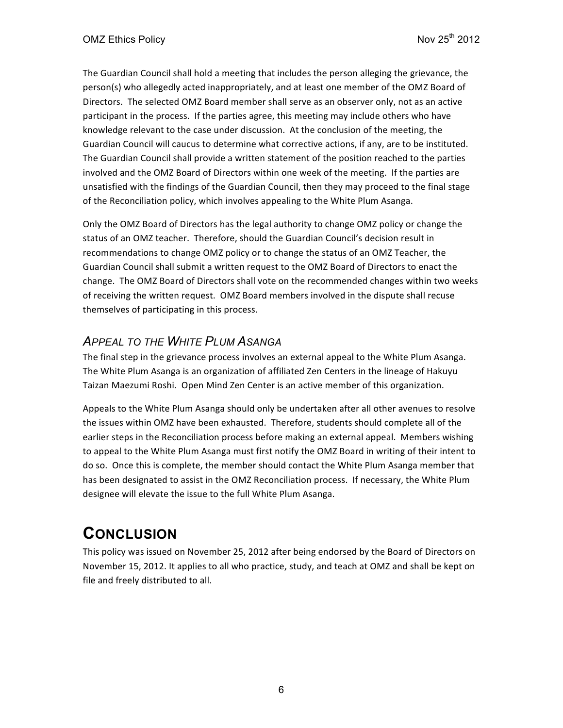The Guardian Council shall hold a meeting that includes the person alleging the grievance, the person(s) who allegedly acted inappropriately, and at least one member of the OMZ Board of Directors. The selected OMZ Board member shall serve as an observer only, not as an active participant in the process. If the parties agree, this meeting may include others who have knowledge relevant to the case under discussion. At the conclusion of the meeting, the Guardian Council will caucus to determine what corrective actions, if any, are to be instituted. The Guardian Council shall provide a written statement of the position reached to the parties involved and the OMZ Board of Directors within one week of the meeting. If the parties are unsatisfied with the findings of the Guardian Council, then they may proceed to the final stage of the Reconciliation policy, which involves appealing to the White Plum Asanga.

Only the OMZ Board of Directors has the legal authority to change OMZ policy or change the status of an OMZ teacher. Therefore, should the Guardian Council's decision result in recommendations to change OMZ policy or to change the status of an OMZ Teacher, the Guardian Council shall submit a written request to the OMZ Board of Directors to enact the change. The OMZ Board of Directors shall vote on the recommended changes within two weeks of receiving the written request. OMZ Board members involved in the dispute shall recuse themselves of participating in this process.

### *Appeal to the White Plum Asanga*

The final step in the grievance process involves an external appeal to the White Plum Asanga. The White Plum Asanga is an organization of affiliated Zen Centers in the lineage of Hakuyu Taizan Maezumi Roshi. Open Mind Zen Center is an active member of this organization.

Appeals to the White Plum Asanga should only be undertaken after all other avenues to resolve the issues within OMZ have been exhausted. Therefore, students should complete all of the earlier steps in the Reconciliation process before making an external appeal. Members wishing to appeal to the White Plum Asanga must first notify the OMZ Board in writing of their intent to do so. Once this is complete, the member should contact the White Plum Asanga member that has been designated to assist in the OMZ Reconciliation process. If necessary, the White Plum designee will elevate the issue to the full White Plum Asanga.

## Conclusion

This policy was issued on November 25, 2012 after being endorsed by the Board of Directors on November 15, 2012. It applies to all who practice, study, and teach at OMZ and shall be kept on file and freely distributed to all.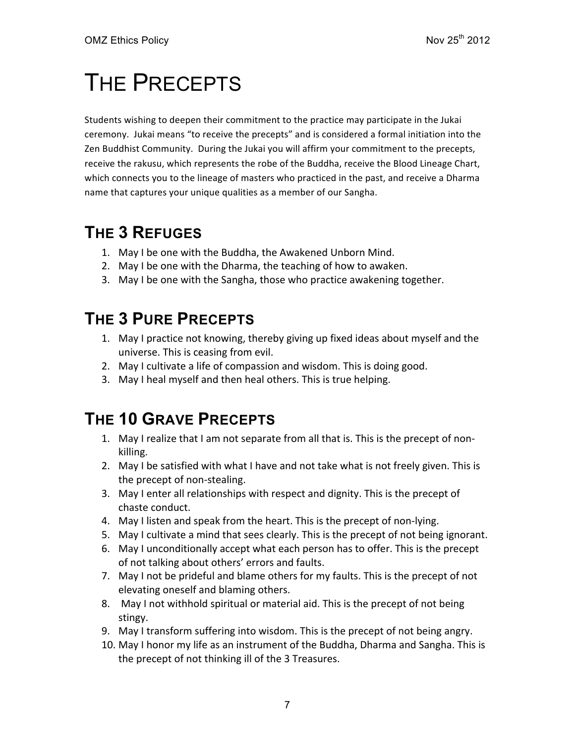# THE PRECEPTS

Students wishing to deepen their commitment to the practice may participate in the Jukai ceremony. Jukai means "to receive the precepts" and is considered a formal initiation into the Zen Buddhist Community. During the Jukai you will affirm your commitment to the precepts, receive the rakusu, which represents the robe of the Buddha, receive the Blood Lineage Chart, which connects you to the lineage of masters who practiced in the past, and receive a Dharma name that captures your unique qualities as a member of our Sangha.

## THE 3 REFUGES

1. May I be one with the Buddha, the Awakened Unborn Mind.
2. May I be one with the Dharma, the teaching of how to awaken.
3. May I be one with the Sangha, those who practice awakening together.

## THE 3 PURE PRECEPTS

1. May I practice not knowing, thereby giving up fixed ideas about myself and the universe. This is ceasing from evil.
2. May I cultivate a life of compassion and wisdom. This is doing good.
3. May I heal myself and then heal others. This is true helping.

## THE 10 GRAVE PRECEPTS

1. May I realize that I am not separate from all that is. This is the precept of non-killing.
2. May I be satisfied with what I have and not take what is not freely given. This is the precept of non-stealing.
3. May I enter all relationships with respect and dignity. This is the precept of chaste conduct.
4. May I listen and speak from the heart. This is the precept of non-lying.
5. May I cultivate a mind that sees clearly. This is the precept of not being ignorant.
6. May I unconditionally accept what each person has to offer. This is the precept of not talking about others' errors and faults.
7. May I not be prideful and blame others for my faults. This is the precept of not elevating oneself and blaming others.
8. May I not withhold spiritual or material aid. This is the precept of not being stingy.
9. May I transform suffering into wisdom. This is the precept of not being angry.
10. May I honor my life as an instrument of the Buddha, Dharma and Sangha. This is the precept of not thinking ill of the 3 Treasures.